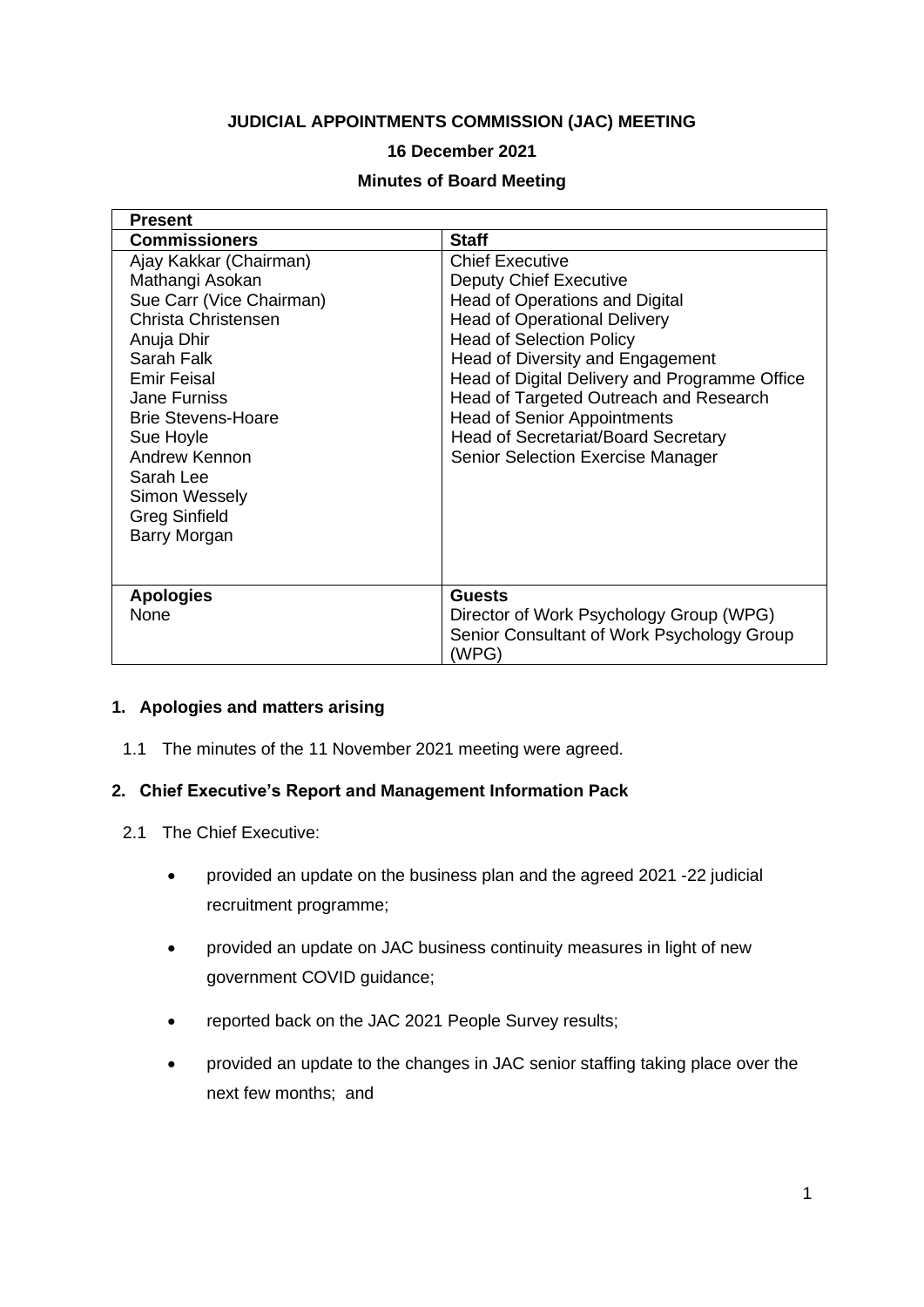**JUDICIAL APPOINTMENTS COMMISSION (JAC) MEETING**

**16 December 2021**

**Minutes of Board Meeting**

| **Present** | |
|---|---|
| **Commissioners** | **Staff** |
| Ajay Kakkar (Chairman)<br>Mathangi Asokan<br>Sue Carr (Vice Chairman)<br>Christa Christensen<br>Anuja Dhir<br>Sarah Falk<br>Emir Feisal<br>Jane Furniss<br>Brie Stevens-Hoare<br>Sue Hoyle<br>Andrew Kennon<br>Sarah Lee<br>Simon Wessely<br>Greg Sinfield<br>Barry Morgan | Chief Executive<br>Deputy Chief Executive<br>Head of Operations and Digital<br>Head of Operational Delivery<br>Head of Selection Policy<br>Head of Diversity and Engagement<br>Head of Digital Delivery and Programme Office<br>Head of Targeted Outreach and Research<br>Head of Senior Appointments<br>Head of Secretariat/Board Secretary<br>Senior Selection Exercise Manager |
| **Apologies**<br>None | **Guests**<br>Director of Work Psychology Group (WPG)<br>Senior Consultant of Work Psychology Group (WPG) |

## 1. Apologies and matters arising

1.1 The minutes of the 11 November 2021 meeting were agreed.

## 2. Chief Executive's Report and Management Information Pack

2.1 The Chief Executive:

- provided an update on the business plan and the agreed 2021 -22 judicial recruitment programme;
- provided an update on JAC business continuity measures in light of new government COVID guidance;
- reported back on the JAC 2021 People Survey results;
- provided an update to the changes in JAC senior staffing taking place over the next few months; and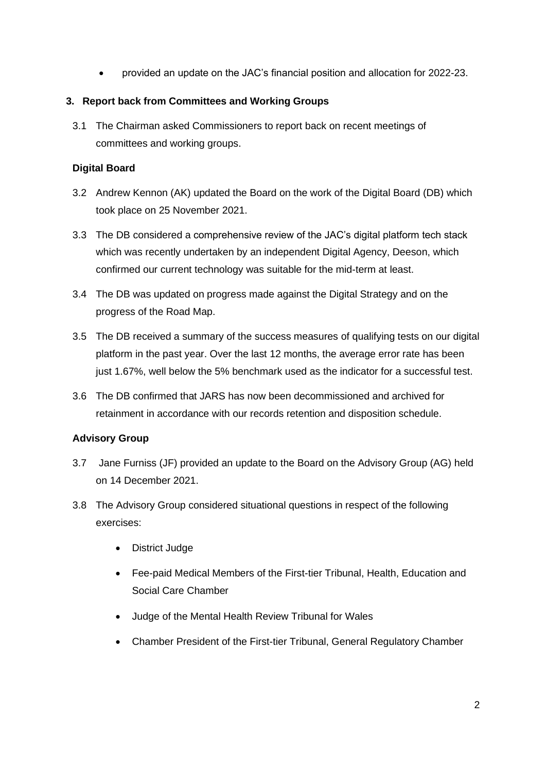- provided an update on the JAC's financial position and allocation for 2022-23.

**3. Report back from Committees and Working Groups**

3.1 The Chairman asked Commissioners to report back on recent meetings of committees and working groups.

**Digital Board**

3.2 Andrew Kennon (AK) updated the Board on the work of the Digital Board (DB) which took place on 25 November 2021.

3.3 The DB considered a comprehensive review of the JAC's digital platform tech stack which was recently undertaken by an independent Digital Agency, Deeson, which confirmed our current technology was suitable for the mid-term at least.

3.4 The DB was updated on progress made against the Digital Strategy and on the progress of the Road Map.

3.5 The DB received a summary of the success measures of qualifying tests on our digital platform in the past year. Over the last 12 months, the average error rate has been just 1.67%, well below the 5% benchmark used as the indicator for a successful test.

3.6 The DB confirmed that JARS has now been decommissioned and archived for retainment in accordance with our records retention and disposition schedule.

**Advisory Group**

3.7 Jane Furniss (JF) provided an update to the Board on the Advisory Group (AG) held on 14 December 2021.

3.8 The Advisory Group considered situational questions in respect of the following exercises:

- District Judge
- Fee-paid Medical Members of the First-tier Tribunal, Health, Education and Social Care Chamber
- Judge of the Mental Health Review Tribunal for Wales
- Chamber President of the First-tier Tribunal, General Regulatory Chamber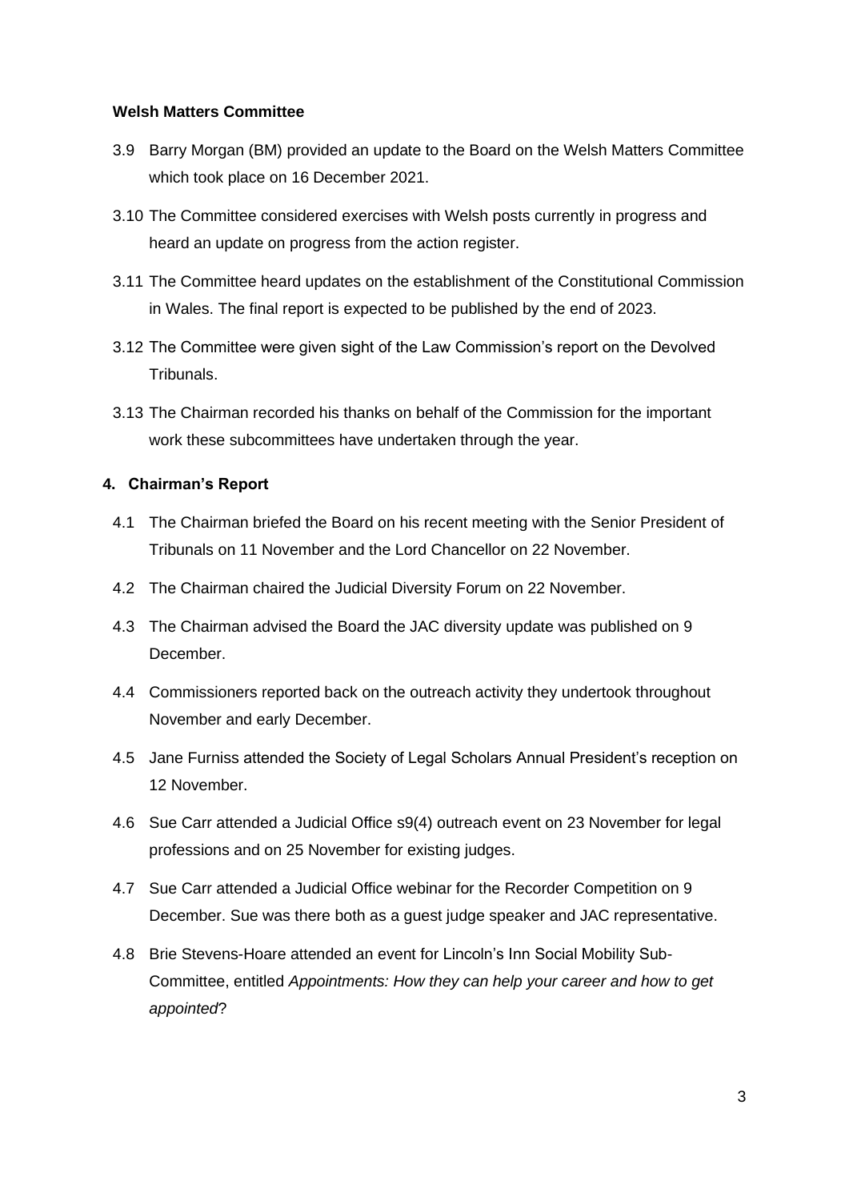**Welsh Matters Committee**

3.9 Barry Morgan (BM) provided an update to the Board on the Welsh Matters Committee which took place on 16 December 2021.

3.10 The Committee considered exercises with Welsh posts currently in progress and heard an update on progress from the action register.

3.11 The Committee heard updates on the establishment of the Constitutional Commission in Wales. The final report is expected to be published by the end of 2023.

3.12 The Committee were given sight of the Law Commission's report on the Devolved Tribunals.

3.13 The Chairman recorded his thanks on behalf of the Commission for the important work these subcommittees have undertaken through the year.

**4. Chairman's Report**

4.1 The Chairman briefed the Board on his recent meeting with the Senior President of Tribunals on 11 November and the Lord Chancellor on 22 November.

4.2 The Chairman chaired the Judicial Diversity Forum on 22 November.

4.3 The Chairman advised the Board the JAC diversity update was published on 9 December.

4.4 Commissioners reported back on the outreach activity they undertook throughout November and early December.

4.5 Jane Furniss attended the Society of Legal Scholars Annual President's reception on 12 November.

4.6 Sue Carr attended a Judicial Office s9(4) outreach event on 23 November for legal professions and on 25 November for existing judges.

4.7 Sue Carr attended a Judicial Office webinar for the Recorder Competition on 9 December. Sue was there both as a guest judge speaker and JAC representative.

4.8 Brie Stevens-Hoare attended an event for Lincoln's Inn Social Mobility Sub-Committee, entitled *Appointments: How they can help your career and how to get appointed*?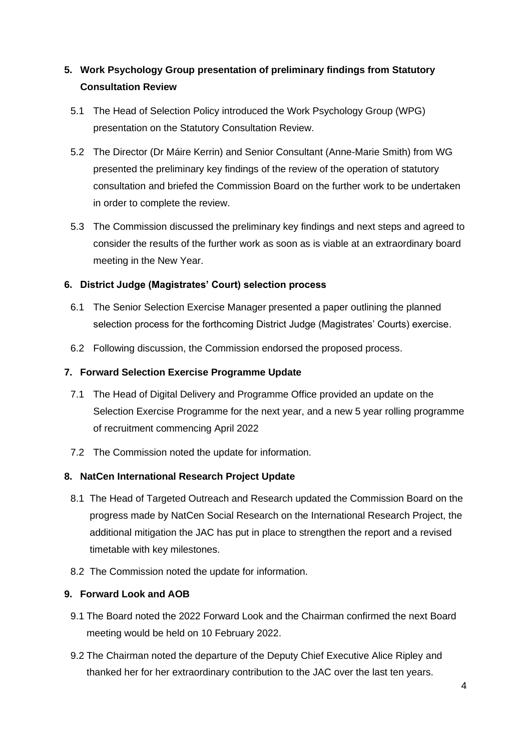## 5. Work Psychology Group presentation of preliminary findings from Statutory Consultation Review

5.1 The Head of Selection Policy introduced the Work Psychology Group (WPG) presentation on the Statutory Consultation Review.

5.2 The Director (Dr Máire Kerrin) and Senior Consultant (Anne-Marie Smith) from WG presented the preliminary key findings of the review of the operation of statutory consultation and briefed the Commission Board on the further work to be undertaken in order to complete the review.

5.3 The Commission discussed the preliminary key findings and next steps and agreed to consider the results of the further work as soon as is viable at an extraordinary board meeting in the New Year.

## 6. District Judge (Magistrates' Court) selection process

6.1 The Senior Selection Exercise Manager presented a paper outlining the planned selection process for the forthcoming District Judge (Magistrates' Courts) exercise.

6.2 Following discussion, the Commission endorsed the proposed process.

## 7. Forward Selection Exercise Programme Update

7.1 The Head of Digital Delivery and Programme Office provided an update on the Selection Exercise Programme for the next year, and a new 5 year rolling programme of recruitment commencing April 2022

7.2 The Commission noted the update for information.

## 8. NatCen International Research Project Update

8.1 The Head of Targeted Outreach and Research updated the Commission Board on the progress made by NatCen Social Research on the International Research Project, the additional mitigation the JAC has put in place to strengthen the report and a revised timetable with key milestones.

8.2 The Commission noted the update for information.

## 9. Forward Look and AOB

9.1 The Board noted the 2022 Forward Look and the Chairman confirmed the next Board meeting would be held on 10 February 2022.

9.2 The Chairman noted the departure of the Deputy Chief Executive Alice Ripley and thanked her for her extraordinary contribution to the JAC over the last ten years.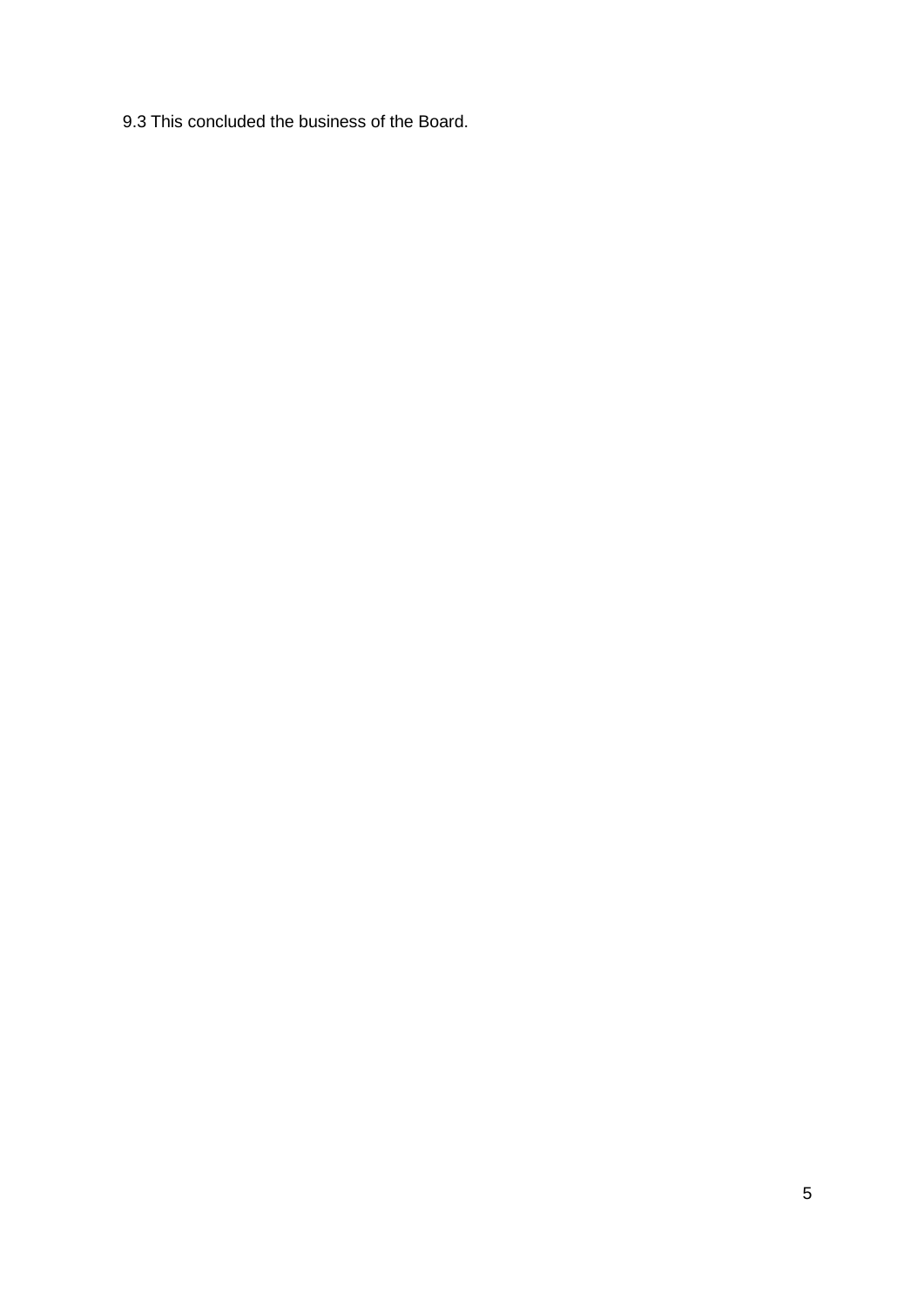9.3 This concluded the business of the Board.